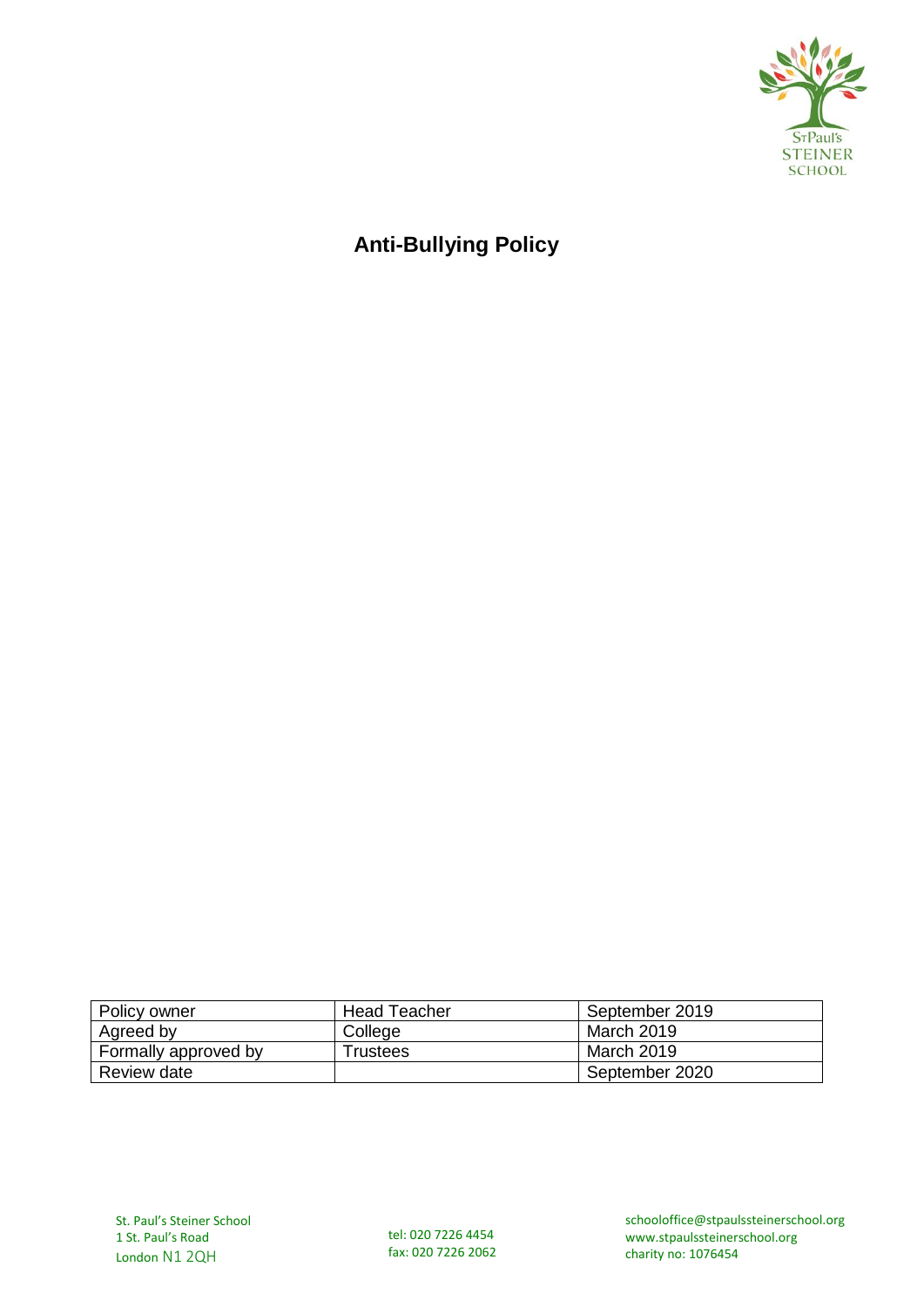# Anti-Bullying Policy

| Policy owner | Head Teacher | September 2019 |
| --- | --- | --- |
| Agreed by | College | March 2019 |
| Formally approved by | Trustees | March 2019 |
| Review date | | September 2020 |

St. Paul's Steiner School
1 St. Paul's Road
London N1 2QH

tel: 020 7226 4454
fax: 020 7226 2062

schooloffice@stpaulssteinerschool.org
www.stpaulssteinerschool.org
charity no: 1076454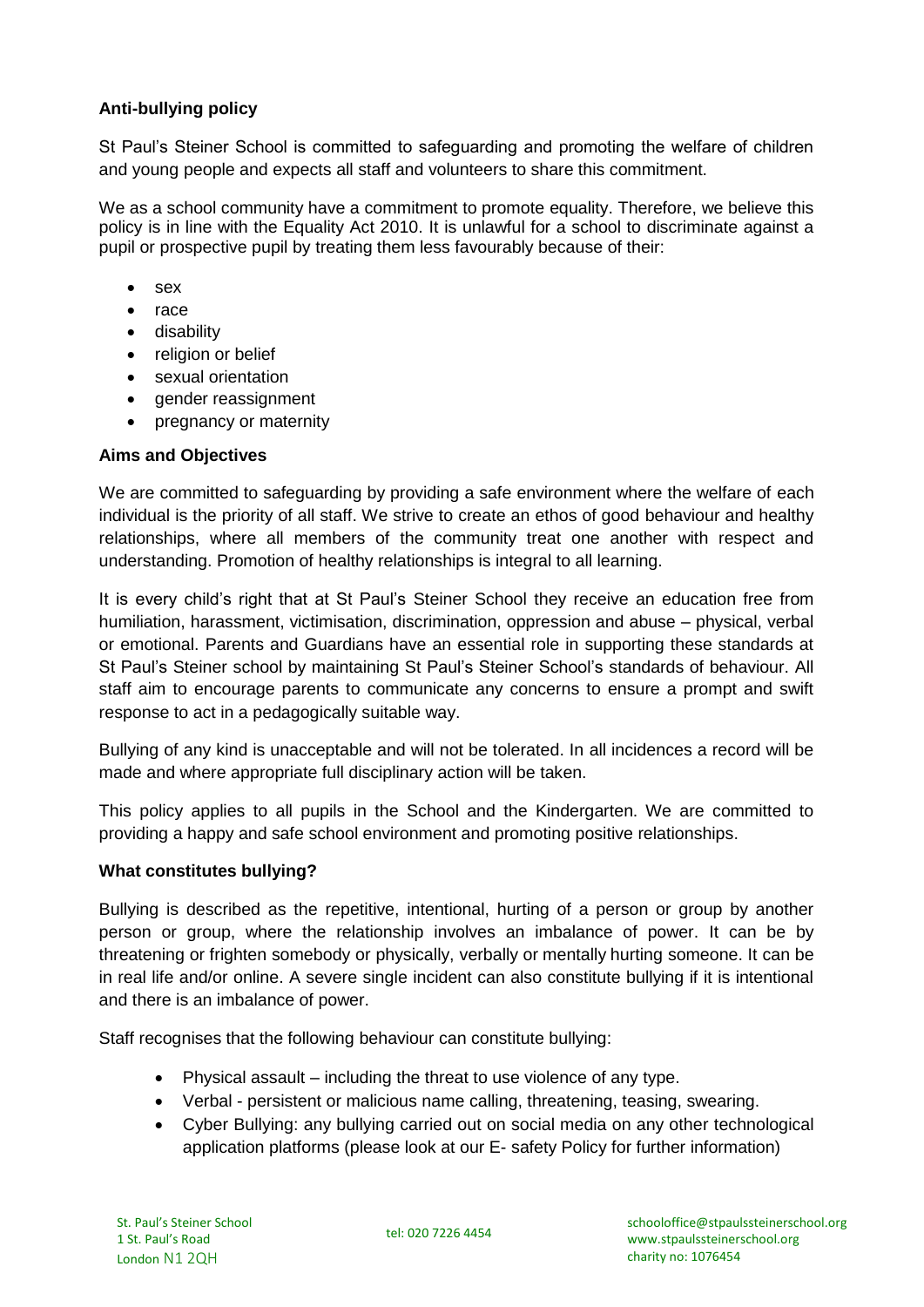**Anti-bullying policy**

St Paul's Steiner School is committed to safeguarding and promoting the welfare of children and young people and expects all staff and volunteers to share this commitment.

We as a school community have a commitment to promote equality. Therefore, we believe this policy is in line with the Equality Act 2010. It is unlawful for a school to discriminate against a pupil or prospective pupil by treating them less favourably because of their:

- sex
- race
- disability
- religion or belief
- sexual orientation
- gender reassignment
- pregnancy or maternity

**Aims and Objectives**

We are committed to safeguarding by providing a safe environment where the welfare of each individual is the priority of all staff. We strive to create an ethos of good behaviour and healthy relationships, where all members of the community treat one another with respect and understanding. Promotion of healthy relationships is integral to all learning.

It is every child's right that at St Paul's Steiner School they receive an education free from humiliation, harassment, victimisation, discrimination, oppression and abuse – physical, verbal or emotional. Parents and Guardians have an essential role in supporting these standards at St Paul's Steiner school by maintaining St Paul's Steiner School's standards of behaviour. All staff aim to encourage parents to communicate any concerns to ensure a prompt and swift response to act in a pedagogically suitable way.

Bullying of any kind is unacceptable and will not be tolerated. In all incidences a record will be made and where appropriate full disciplinary action will be taken.

This policy applies to all pupils in the School and the Kindergarten. We are committed to providing a happy and safe school environment and promoting positive relationships.

**What constitutes bullying?**

Bullying is described as the repetitive, intentional, hurting of a person or group by another person or group, where the relationship involves an imbalance of power. It can be by threatening or frighten somebody or physically, verbally or mentally hurting someone. It can be in real life and/or online. A severe single incident can also constitute bullying if it is intentional and there is an imbalance of power.

Staff recognises that the following behaviour can constitute bullying:

- Physical assault – including the threat to use violence of any type.
- Verbal - persistent or malicious name calling, threatening, teasing, swearing.
- Cyber Bullying: any bullying carried out on social media on any other technological application platforms (please look at our E- safety Policy for further information)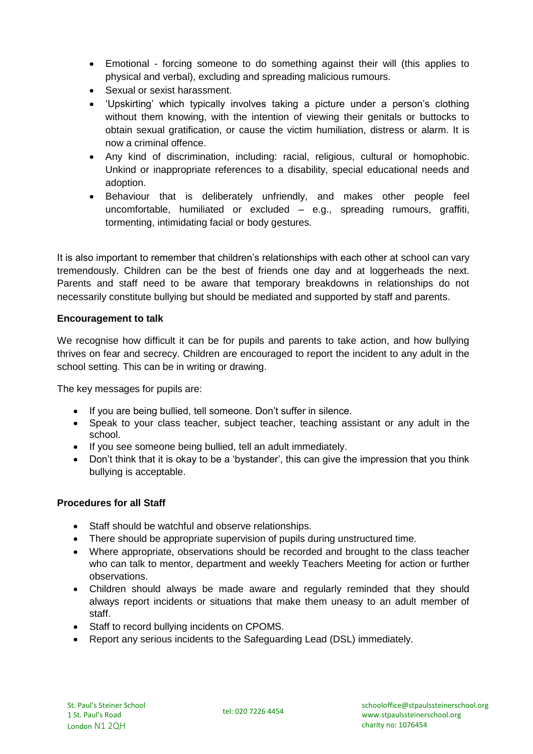- Emotional - forcing someone to do something against their will (this applies to physical and verbal), excluding and spreading malicious rumours.
- Sexual or sexist harassment.
- 'Upskirting' which typically involves taking a picture under a person's clothing without them knowing, with the intention of viewing their genitals or buttocks to obtain sexual gratification, or cause the victim humiliation, distress or alarm. It is now a criminal offence.
- Any kind of discrimination, including: racial, religious, cultural or homophobic. Unkind or inappropriate references to a disability, special educational needs and adoption.
- Behaviour that is deliberately unfriendly, and makes other people feel uncomfortable, humiliated or excluded – e.g., spreading rumours, graffiti, tormenting, intimidating facial or body gestures.

It is also important to remember that children's relationships with each other at school can vary tremendously. Children can be the best of friends one day and at loggerheads the next. Parents and staff need to be aware that temporary breakdowns in relationships do not necessarily constitute bullying but should be mediated and supported by staff and parents.

**Encouragement to talk**

We recognise how difficult it can be for pupils and parents to take action, and how bullying thrives on fear and secrecy. Children are encouraged to report the incident to any adult in the school setting. This can be in writing or drawing.

The key messages for pupils are:

- If you are being bullied, tell someone. Don't suffer in silence.
- Speak to your class teacher, subject teacher, teaching assistant or any adult in the school.
- If you see someone being bullied, tell an adult immediately.
- Don't think that it is okay to be a 'bystander', this can give the impression that you think bullying is acceptable.

**Procedures for all Staff**

- Staff should be watchful and observe relationships.
- There should be appropriate supervision of pupils during unstructured time.
- Where appropriate, observations should be recorded and brought to the class teacher who can talk to mentor, department and weekly Teachers Meeting for action or further observations.
- Children should always be made aware and regularly reminded that they should always report incidents or situations that make them uneasy to an adult member of staff.
- Staff to record bullying incidents on CPOMS.
- Report any serious incidents to the Safeguarding Lead (DSL) immediately.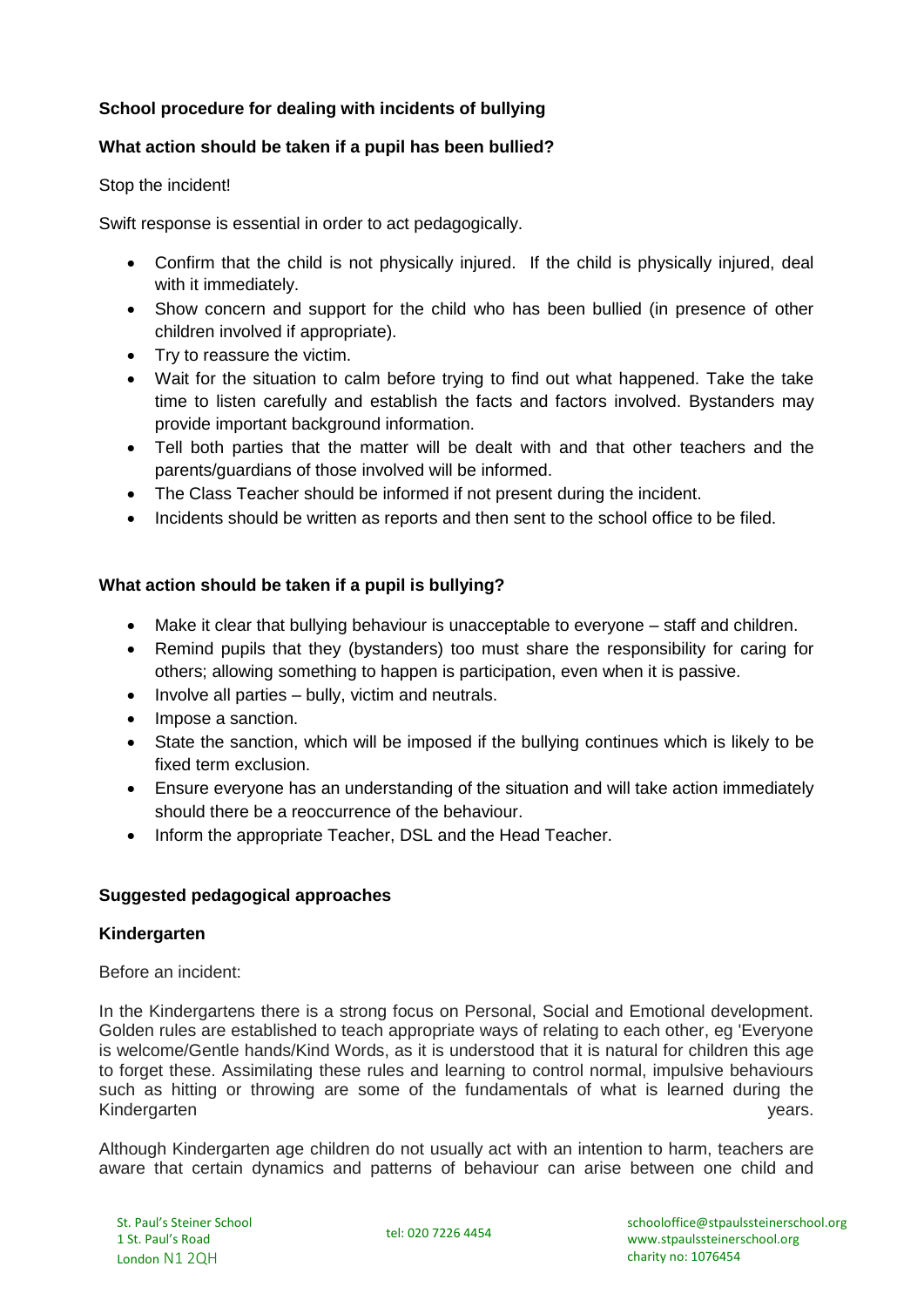**School procedure for dealing with incidents of bullying**

**What action should be taken if a pupil has been bullied?**

Stop the incident!

Swift response is essential in order to act pedagogically.

- Confirm that the child is not physically injured. If the child is physically injured, deal with it immediately.
- Show concern and support for the child who has been bullied (in presence of other children involved if appropriate).
- Try to reassure the victim.
- Wait for the situation to calm before trying to find out what happened. Take the take time to listen carefully and establish the facts and factors involved. Bystanders may provide important background information.
- Tell both parties that the matter will be dealt with and that other teachers and the parents/guardians of those involved will be informed.
- The Class Teacher should be informed if not present during the incident.
- Incidents should be written as reports and then sent to the school office to be filed.

**What action should be taken if a pupil is bullying?**

- Make it clear that bullying behaviour is unacceptable to everyone – staff and children.
- Remind pupils that they (bystanders) too must share the responsibility for caring for others; allowing something to happen is participation, even when it is passive.
- Involve all parties – bully, victim and neutrals.
- Impose a sanction.
- State the sanction, which will be imposed if the bullying continues which is likely to be fixed term exclusion.
- Ensure everyone has an understanding of the situation and will take action immediately should there be a reoccurrence of the behaviour.
- Inform the appropriate Teacher, DSL and the Head Teacher.

**Suggested pedagogical approaches**

**Kindergarten**

Before an incident:

In the Kindergartens there is a strong focus on Personal, Social and Emotional development. Golden rules are established to teach appropriate ways of relating to each other, eg 'Everyone is welcome/Gentle hands/Kind Words, as it is understood that it is natural for children this age to forget these. Assimilating these rules and learning to control normal, impulsive behaviours such as hitting or throwing are some of the fundamentals of what is learned during the Kindergarten years.

Although Kindergarten age children do not usually act with an intention to harm, teachers are aware that certain dynamics and patterns of behaviour can arise between one child and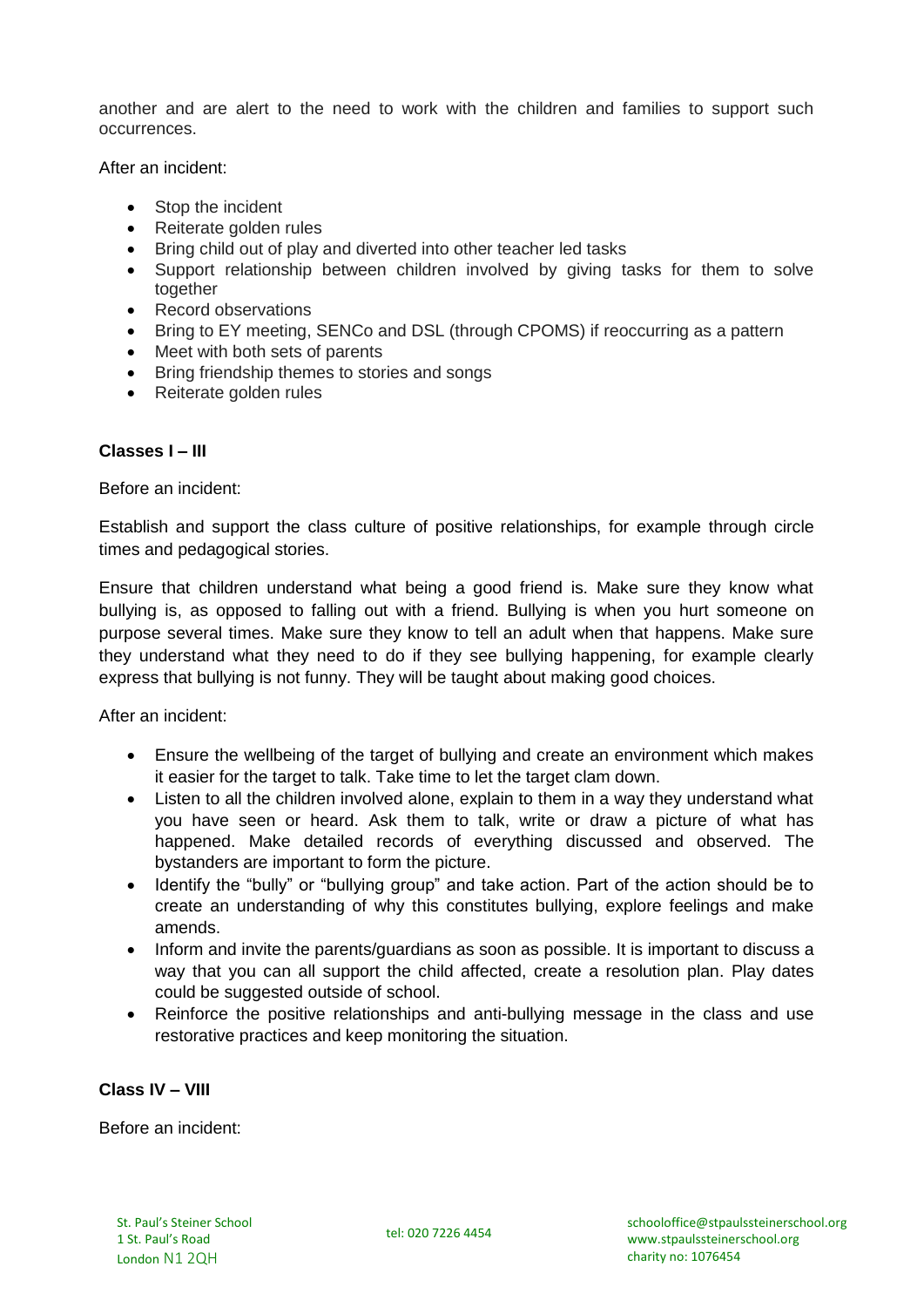another and are alert to the need to work with the children and families to support such occurrences.

After an incident:

- Stop the incident
- Reiterate golden rules
- Bring child out of play and diverted into other teacher led tasks
- Support relationship between children involved by giving tasks for them to solve together
- Record observations
- Bring to EY meeting, SENCo and DSL (through CPOMS) if reoccurring as a pattern
- Meet with both sets of parents
- Bring friendship themes to stories and songs
- Reiterate golden rules

**Classes I – III**

Before an incident:

Establish and support the class culture of positive relationships, for example through circle times and pedagogical stories.

Ensure that children understand what being a good friend is. Make sure they know what bullying is, as opposed to falling out with a friend. Bullying is when you hurt someone on purpose several times. Make sure they know to tell an adult when that happens. Make sure they understand what they need to do if they see bullying happening, for example clearly express that bullying is not funny. They will be taught about making good choices.

After an incident:

- Ensure the wellbeing of the target of bullying and create an environment which makes it easier for the target to talk. Take time to let the target clam down.
- Listen to all the children involved alone, explain to them in a way they understand what you have seen or heard. Ask them to talk, write or draw a picture of what has happened. Make detailed records of everything discussed and observed. The bystanders are important to form the picture.
- Identify the "bully" or "bullying group" and take action. Part of the action should be to create an understanding of why this constitutes bullying, explore feelings and make amends.
- Inform and invite the parents/guardians as soon as possible. It is important to discuss a way that you can all support the child affected, create a resolution plan. Play dates could be suggested outside of school.
- Reinforce the positive relationships and anti-bullying message in the class and use restorative practices and keep monitoring the situation.

**Class IV – VIII**

Before an incident: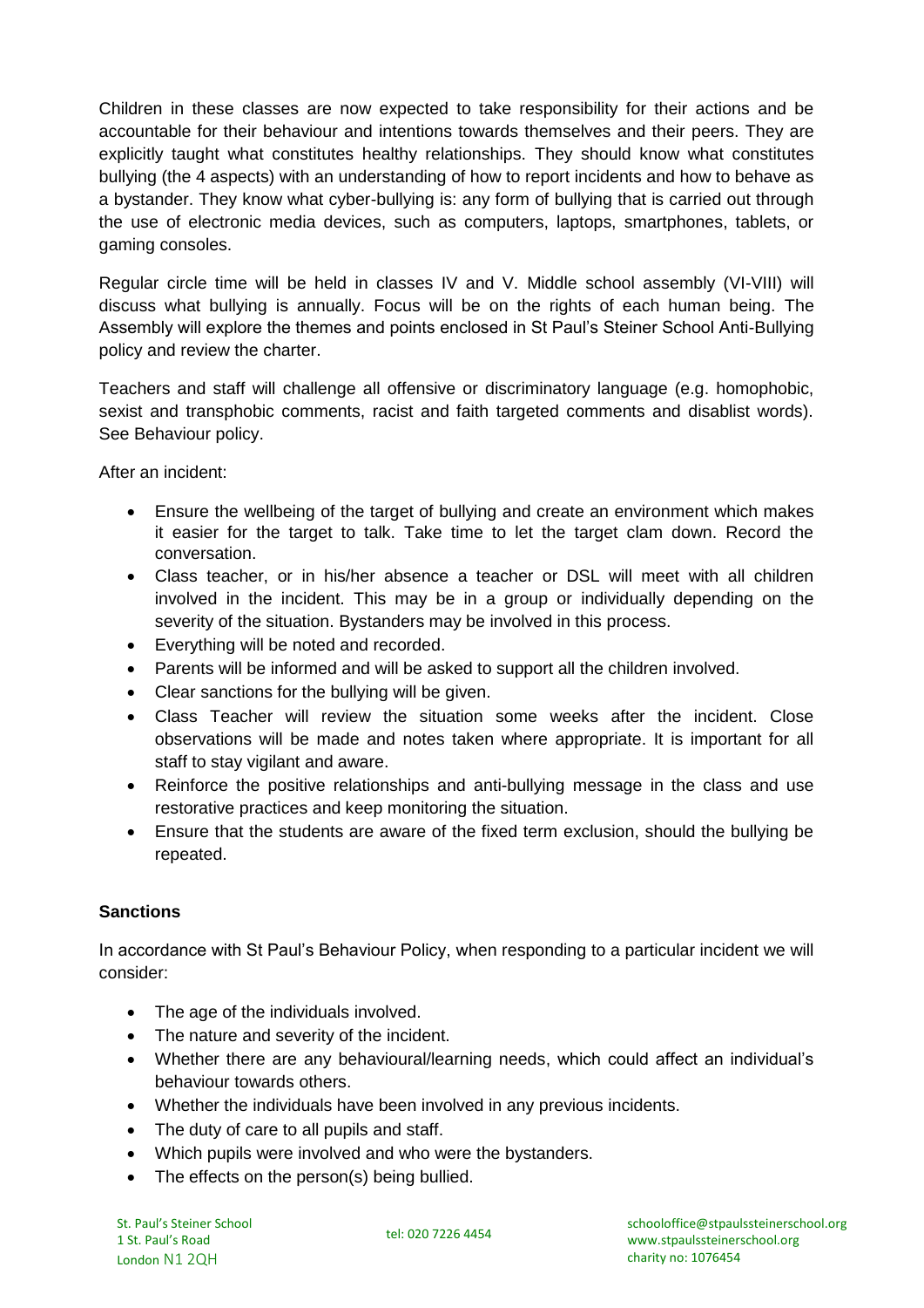Children in these classes are now expected to take responsibility for their actions and be accountable for their behaviour and intentions towards themselves and their peers. They are explicitly taught what constitutes healthy relationships. They should know what constitutes bullying (the 4 aspects) with an understanding of how to report incidents and how to behave as a bystander. They know what cyber-bullying is: any form of bullying that is carried out through the use of electronic media devices, such as computers, laptops, smartphones, tablets, or gaming consoles.

Regular circle time will be held in classes IV and V. Middle school assembly (VI-VIII) will discuss what bullying is annually. Focus will be on the rights of each human being. The Assembly will explore the themes and points enclosed in St Paul's Steiner School Anti-Bullying policy and review the charter.

Teachers and staff will challenge all offensive or discriminatory language (e.g. homophobic, sexist and transphobic comments, racist and faith targeted comments and disablist words). See Behaviour policy.

After an incident:

- Ensure the wellbeing of the target of bullying and create an environment which makes it easier for the target to talk. Take time to let the target clam down. Record the conversation.
- Class teacher, or in his/her absence a teacher or DSL will meet with all children involved in the incident. This may be in a group or individually depending on the severity of the situation. Bystanders may be involved in this process.
- Everything will be noted and recorded.
- Parents will be informed and will be asked to support all the children involved.
- Clear sanctions for the bullying will be given.
- Class Teacher will review the situation some weeks after the incident. Close observations will be made and notes taken where appropriate. It is important for all staff to stay vigilant and aware.
- Reinforce the positive relationships and anti-bullying message in the class and use restorative practices and keep monitoring the situation.
- Ensure that the students are aware of the fixed term exclusion, should the bullying be repeated.

**Sanctions**

In accordance with St Paul's Behaviour Policy, when responding to a particular incident we will consider:

- The age of the individuals involved.
- The nature and severity of the incident.
- Whether there are any behavioural/learning needs, which could affect an individual's behaviour towards others.
- Whether the individuals have been involved in any previous incidents.
- The duty of care to all pupils and staff.
- Which pupils were involved and who were the bystanders.
- The effects on the person(s) being bullied.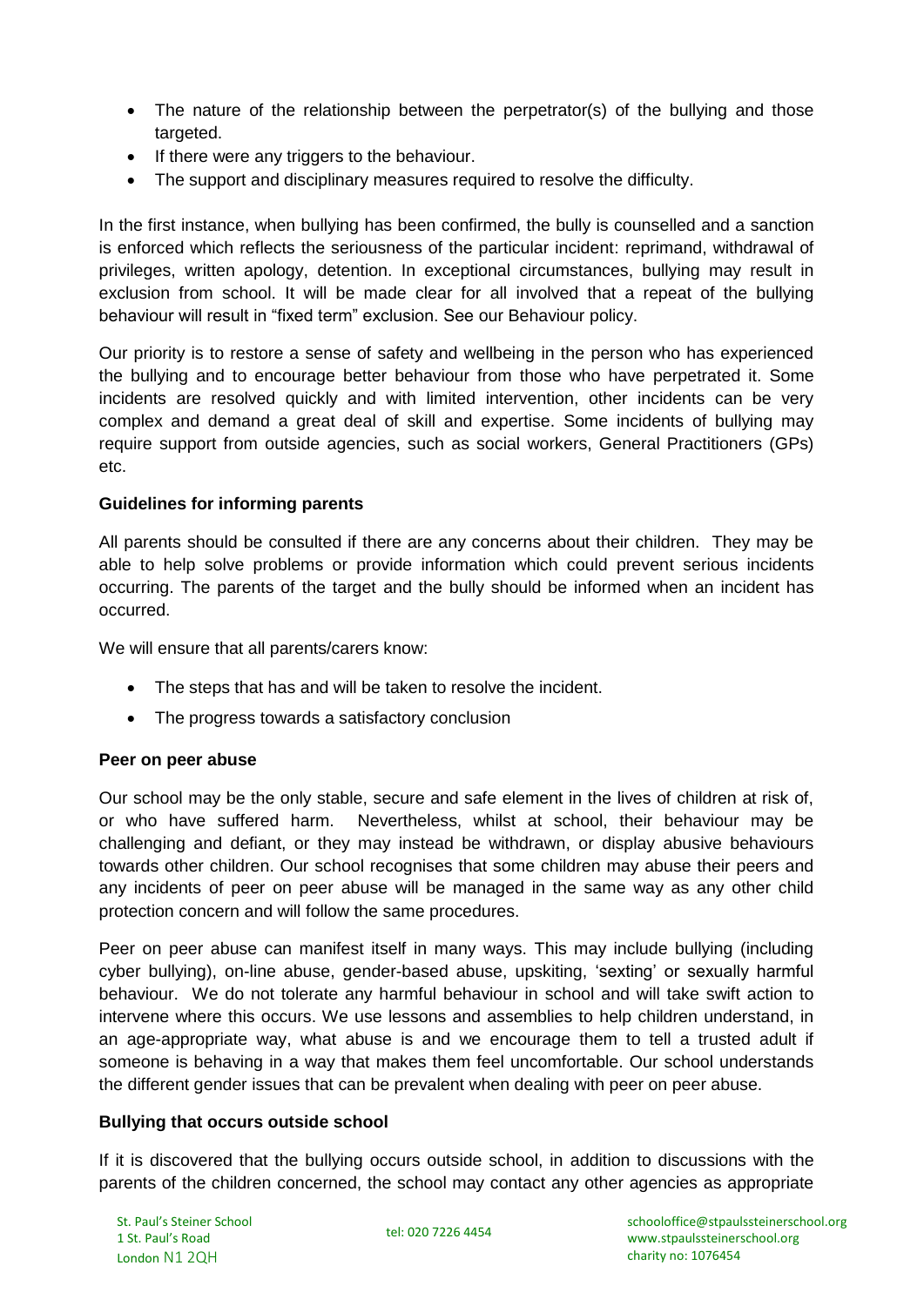- The nature of the relationship between the perpetrator(s) of the bullying and those targeted.
- If there were any triggers to the behaviour.
- The support and disciplinary measures required to resolve the difficulty.

In the first instance, when bullying has been confirmed, the bully is counselled and a sanction is enforced which reflects the seriousness of the particular incident: reprimand, withdrawal of privileges, written apology, detention. In exceptional circumstances, bullying may result in exclusion from school. It will be made clear for all involved that a repeat of the bullying behaviour will result in "fixed term" exclusion. See our Behaviour policy.

Our priority is to restore a sense of safety and wellbeing in the person who has experienced the bullying and to encourage better behaviour from those who have perpetrated it. Some incidents are resolved quickly and with limited intervention, other incidents can be very complex and demand a great deal of skill and expertise. Some incidents of bullying may require support from outside agencies, such as social workers, General Practitioners (GPs) etc.

**Guidelines for informing parents**

All parents should be consulted if there are any concerns about their children. They may be able to help solve problems or provide information which could prevent serious incidents occurring. The parents of the target and the bully should be informed when an incident has occurred.

We will ensure that all parents/carers know:

- The steps that has and will be taken to resolve the incident.
- The progress towards a satisfactory conclusion

**Peer on peer abuse**

Our school may be the only stable, secure and safe element in the lives of children at risk of, or who have suffered harm. Nevertheless, whilst at school, their behaviour may be challenging and defiant, or they may instead be withdrawn, or display abusive behaviours towards other children. Our school recognises that some children may abuse their peers and any incidents of peer on peer abuse will be managed in the same way as any other child protection concern and will follow the same procedures.

Peer on peer abuse can manifest itself in many ways. This may include bullying (including cyber bullying), on-line abuse, gender-based abuse, upskiting, 'sexting' or sexually harmful behaviour. We do not tolerate any harmful behaviour in school and will take swift action to intervene where this occurs. We use lessons and assemblies to help children understand, in an age-appropriate way, what abuse is and we encourage them to tell a trusted adult if someone is behaving in a way that makes them feel uncomfortable. Our school understands the different gender issues that can be prevalent when dealing with peer on peer abuse.

**Bullying that occurs outside school**

If it is discovered that the bullying occurs outside school, in addition to discussions with the parents of the children concerned, the school may contact any other agencies as appropriate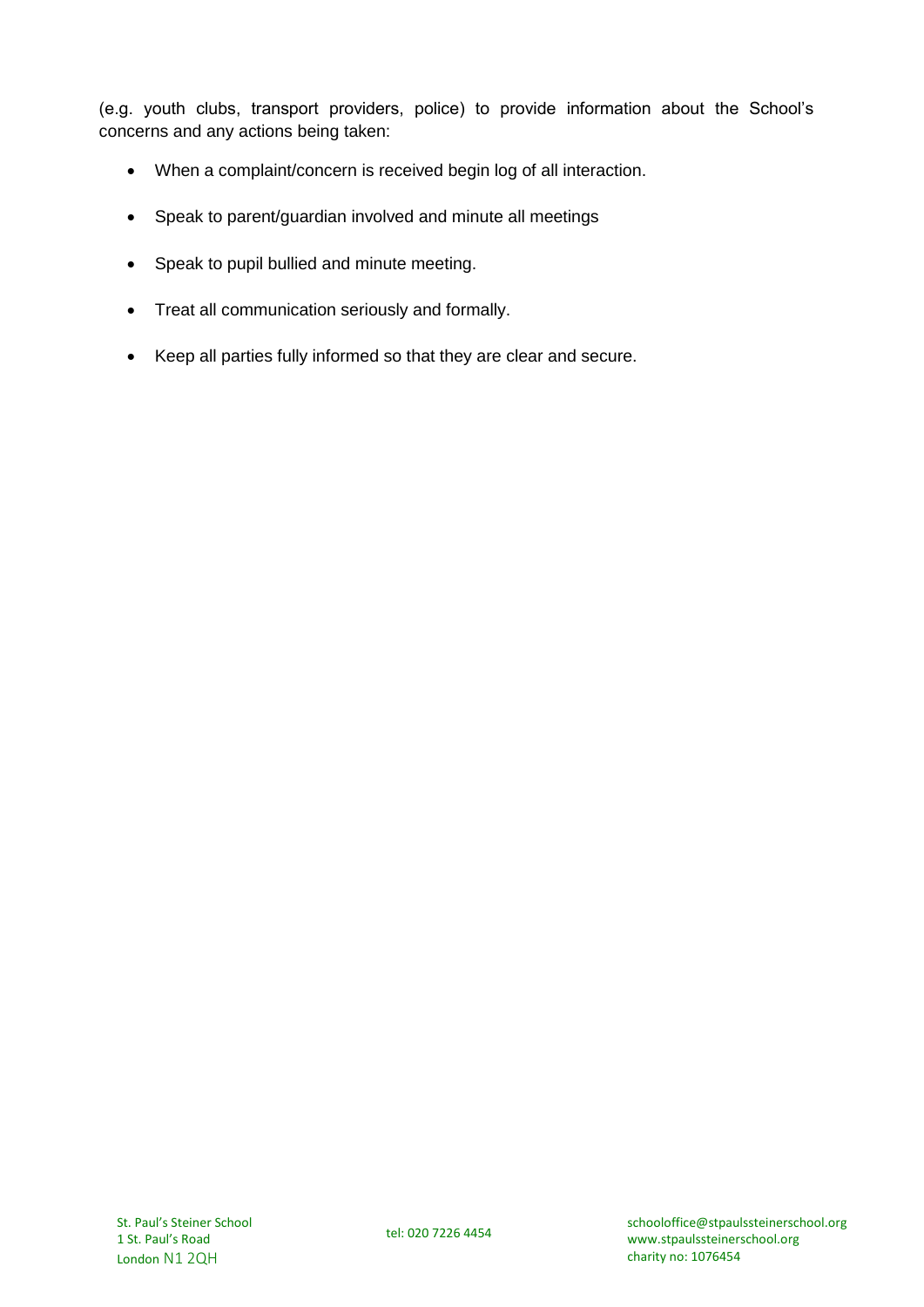(e.g. youth clubs, transport providers, police) to provide information about the School's concerns and any actions being taken:

- When a complaint/concern is received begin log of all interaction.
- Speak to parent/guardian involved and minute all meetings
- Speak to pupil bullied and minute meeting.
- Treat all communication seriously and formally.
- Keep all parties fully informed so that they are clear and secure.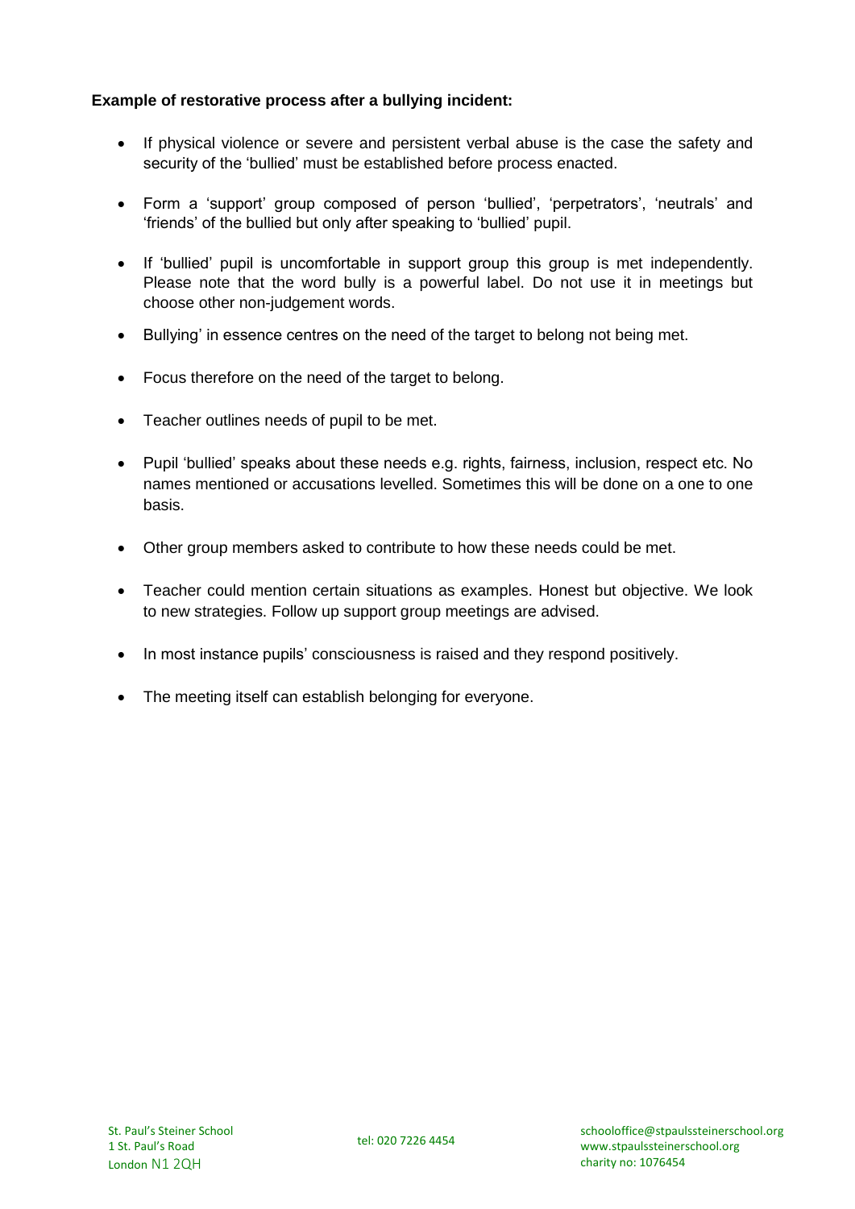**Example of restorative process after a bullying incident:**

- If physical violence or severe and persistent verbal abuse is the case the safety and security of the 'bullied' must be established before process enacted.
- Form a 'support' group composed of person 'bullied', 'perpetrators', 'neutrals' and 'friends' of the bullied but only after speaking to 'bullied' pupil.
- If 'bullied' pupil is uncomfortable in support group this group is met independently. Please note that the word bully is a powerful label. Do not use it in meetings but choose other non-judgement words.
- Bullying' in essence centres on the need of the target to belong not being met.
- Focus therefore on the need of the target to belong.
- Teacher outlines needs of pupil to be met.
- Pupil 'bullied' speaks about these needs e.g. rights, fairness, inclusion, respect etc. No names mentioned or accusations levelled. Sometimes this will be done on a one to one basis.
- Other group members asked to contribute to how these needs could be met.
- Teacher could mention certain situations as examples. Honest but objective. We look to new strategies. Follow up support group meetings are advised.
- In most instance pupils' consciousness is raised and they respond positively.
- The meeting itself can establish belonging for everyone.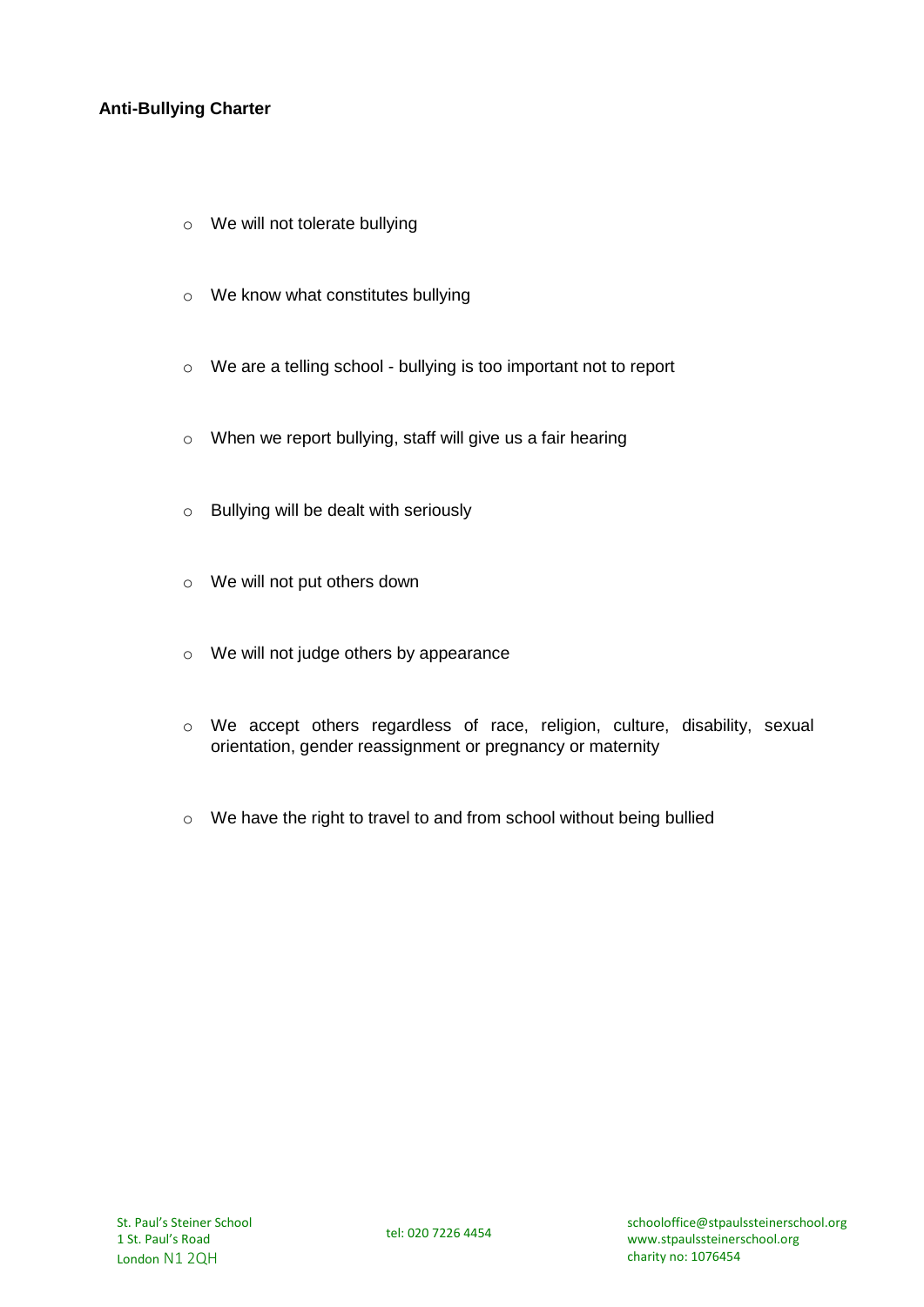**Anti-Bullying Charter**

- We will not tolerate bullying
- We know what constitutes bullying
- We are a telling school - bullying is too important not to report
- When we report bullying, staff will give us a fair hearing
- Bullying will be dealt with seriously
- We will not put others down
- We will not judge others by appearance
- We accept others regardless of race, religion, culture, disability, sexual orientation, gender reassignment or pregnancy or maternity
- We have the right to travel to and from school without being bullied